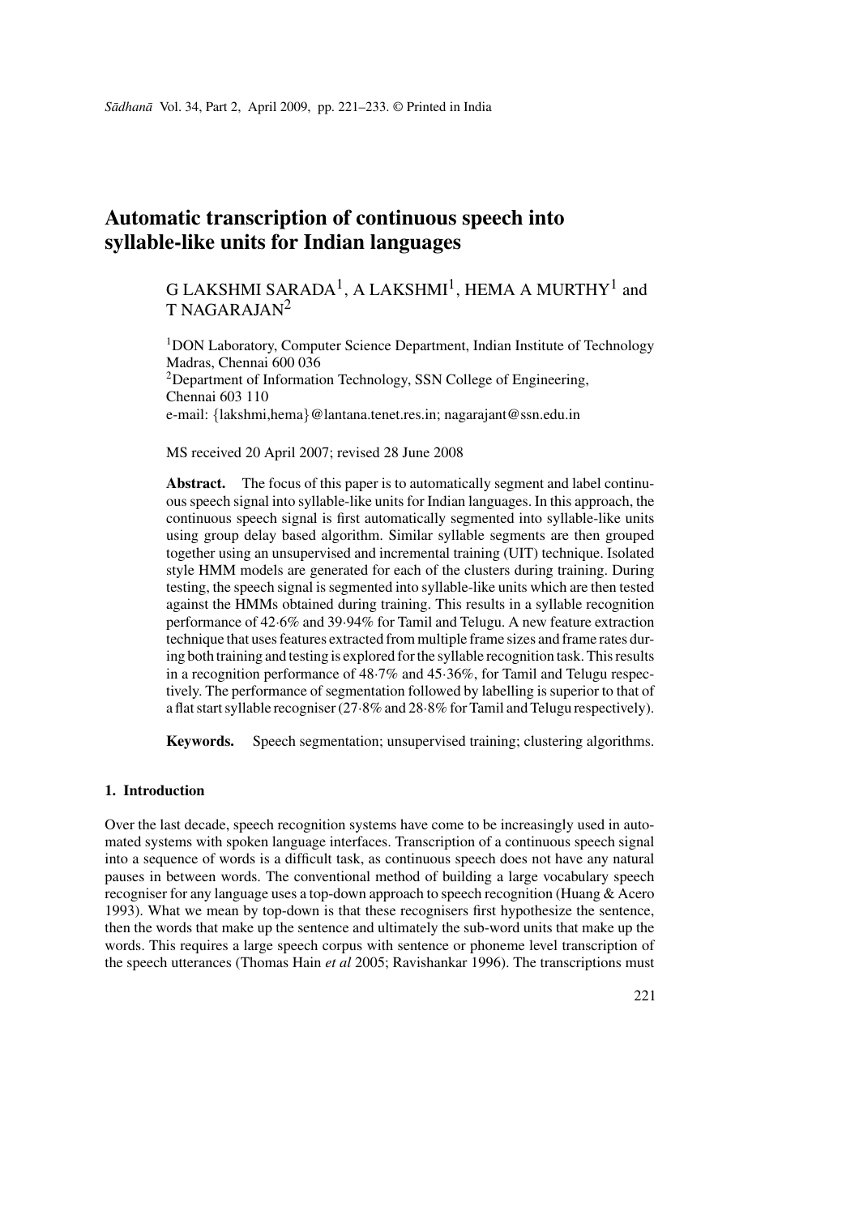# Automatic transcription of continuous speech into syllable-like units for Indian languages

G LAKSHMI SARADA[1], A LAKSHMI[1], HEMA A MURTHY[1] and T NAGARAJAN[2]

[1]DON Laboratory, Computer Science Department, Indian Institute of Technology Madras, Chennai 600 036
[2]Department of Information Technology, SSN College of Engineering, Chennai 603 110
e-mail: {lakshmi,hema}@lantana.tenet.res.in; nagarajant@ssn.edu.in

MS received 20 April 2007; revised 28 June 2008

**Abstract.** The focus of this paper is to automatically segment and label continuous speech signal into syllable-like units for Indian languages. In this approach, the continuous speech signal is first automatically segmented into syllable-like units using group delay based algorithm. Similar syllable segments are then grouped together using an unsupervised and incremental training (UIT) technique. Isolated style HMM models are generated for each of the clusters during training. During testing, the speech signal is segmented into syllable-like units which are then tested against the HMMs obtained during training. This results in a syllable recognition performance of 42·6% and 39·94% for Tamil and Telugu. A new feature extraction technique that uses features extracted from multiple frame sizes and frame rates during both training and testing is explored for the syllable recognition task. This results in a recognition performance of 48·7% and 45·36%, for Tamil and Telugu respectively. The performance of segmentation followed by labelling is superior to that of a flat start syllable recogniser (27·8% and 28·8% for Tamil and Telugu respectively).

**Keywords.** Speech segmentation; unsupervised training; clustering algorithms.

## 1. Introduction

Over the last decade, speech recognition systems have come to be increasingly used in automated systems with spoken language interfaces. Transcription of a continuous speech signal into a sequence of words is a difficult task, as continuous speech does not have any natural pauses in between words. The conventional method of building a large vocabulary speech recogniser for any language uses a top-down approach to speech recognition (Huang & Acero 1993). What we mean by top-down is that these recognisers first hypothesize the sentence, then the words that make up the sentence and ultimately the sub-word units that make up the words. This requires a large speech corpus with sentence or phoneme level transcription of the speech utterances (Thomas Hain *et al* 2005; Ravishankar 1996). The transcriptions must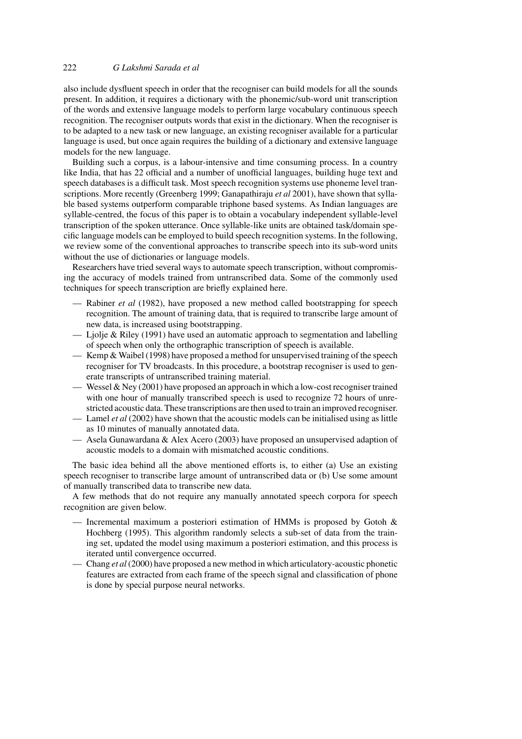also include dysfluent speech in order that the recogniser can build models for all the sounds present. In addition, it requires a dictionary with the phonemic/sub-word unit transcription of the words and extensive language models to perform large vocabulary continuous speech recognition. The recogniser outputs words that exist in the dictionary. When the recogniser is to be adapted to a new task or new language, an existing recogniser available for a particular language is used, but once again requires the building of a dictionary and extensive language models for the new language.

Building such a corpus, is a labour-intensive and time consuming process. In a country like India, that has 22 official and a number of unofficial languages, building huge text and speech databases is a difficult task. Most speech recognition systems use phoneme level transcriptions. More recently (Greenberg 1999; Ganapathiraju *et al* 2001), have shown that syllable based systems outperform comparable triphone based systems. As Indian languages are syllable-centred, the focus of this paper is to obtain a vocabulary independent syllable-level transcription of the spoken utterance. Once syllable-like units are obtained task/domain specific language models can be employed to build speech recognition systems. In the following, we review some of the conventional approaches to transcribe speech into its sub-word units without the use of dictionaries or language models.

Researchers have tried several ways to automate speech transcription, without compromising the accuracy of models trained from untranscribed data. Some of the commonly used techniques for speech transcription are briefly explained here.

- Rabiner *et al* (1982), have proposed a new method called bootstrapping for speech recognition. The amount of training data, that is required to transcribe large amount of new data, is increased using bootstrapping.
- Ljolje & Riley (1991) have used an automatic approach to segmentation and labelling of speech when only the orthographic transcription of speech is available.
- Kemp & Waibel (1998) have proposed a method for unsupervised training of the speech recogniser for TV broadcasts. In this procedure, a bootstrap recogniser is used to generate transcripts of untranscribed training material.
- Wessel & Ney (2001) have proposed an approach in which a low-cost recogniser trained with one hour of manually transcribed speech is used to recognize 72 hours of unrestricted acoustic data. These transcriptions are then used to train an improved recogniser.
- Lamel *et al* (2002) have shown that the acoustic models can be initialised using as little as 10 minutes of manually annotated data.
- Asela Gunawardana & Alex Acero (2003) have proposed an unsupervised adaption of acoustic models to a domain with mismatched acoustic conditions.

The basic idea behind all the above mentioned efforts is, to either (a) Use an existing speech recogniser to transcribe large amount of untranscribed data or (b) Use some amount of manually transcribed data to transcribe new data.

A few methods that do not require any manually annotated speech corpora for speech recognition are given below.

- Incremental maximum a posteriori estimation of HMMs is proposed by Gotoh & Hochberg (1995). This algorithm randomly selects a sub-set of data from the training set, updated the model using maximum a posteriori estimation, and this process is iterated until convergence occurred.
- Chang *et al* (2000) have proposed a new method in which articulatory-acoustic phonetic features are extracted from each frame of the speech signal and classification of phone is done by special purpose neural networks.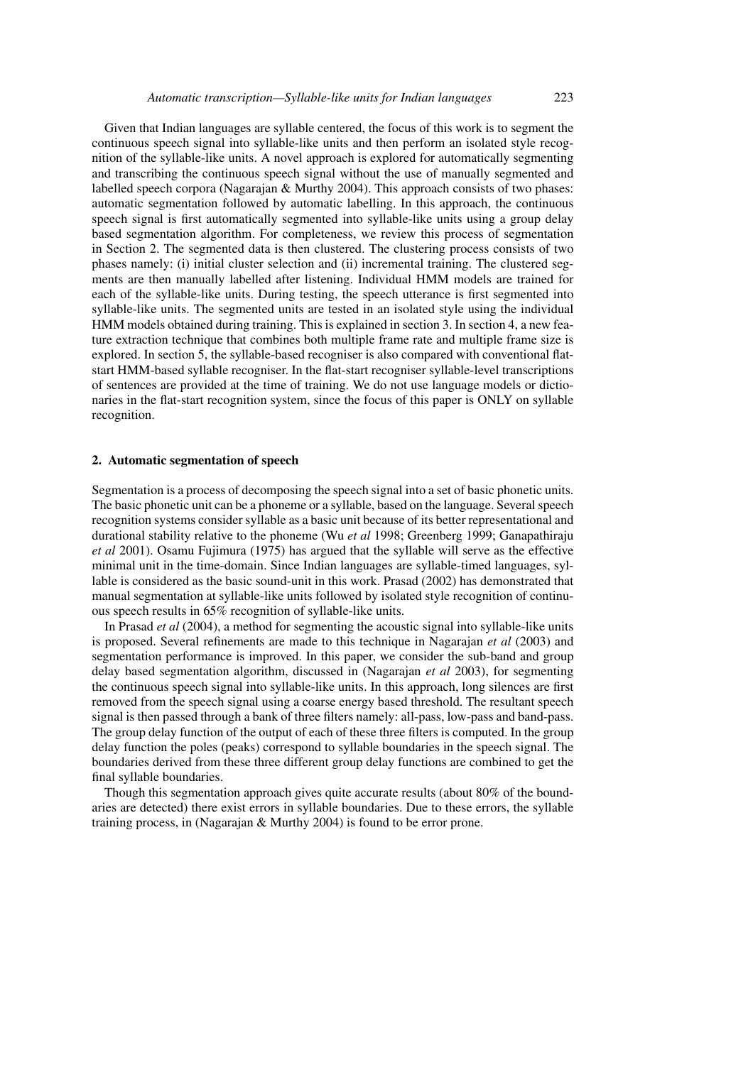Given that Indian languages are syllable centered, the focus of this work is to segment the continuous speech signal into syllable-like units and then perform an isolated style recognition of the syllable-like units. A novel approach is explored for automatically segmenting and transcribing the continuous speech signal without the use of manually segmented and labelled speech corpora (Nagarajan & Murthy 2004). This approach consists of two phases: automatic segmentation followed by automatic labelling. In this approach, the continuous speech signal is first automatically segmented into syllable-like units using a group delay based segmentation algorithm. For completeness, we review this process of segmentation in Section 2. The segmented data is then clustered. The clustering process consists of two phases namely: (i) initial cluster selection and (ii) incremental training. The clustered segments are then manually labelled after listening. Individual HMM models are trained for each of the syllable-like units. During testing, the speech utterance is first segmented into syllable-like units. The segmented units are tested in an isolated style using the individual HMM models obtained during training. This is explained in section 3. In section 4, a new feature extraction technique that combines both multiple frame rate and multiple frame size is explored. In section 5, the syllable-based recogniser is also compared with conventional flat-start HMM-based syllable recogniser. In the flat-start recogniser syllable-level transcriptions of sentences are provided at the time of training. We do not use language models or dictionaries in the flat-start recognition system, since the focus of this paper is ONLY on syllable recognition.

## 2. Automatic segmentation of speech

Segmentation is a process of decomposing the speech signal into a set of basic phonetic units. The basic phonetic unit can be a phoneme or a syllable, based on the language. Several speech recognition systems consider syllable as a basic unit because of its better representational and durational stability relative to the phoneme (Wu *et al* 1998; Greenberg 1999; Ganapathiraju *et al* 2001). Osamu Fujimura (1975) has argued that the syllable will serve as the effective minimal unit in the time-domain. Since Indian languages are syllable-timed languages, syllable is considered as the basic sound-unit in this work. Prasad (2002) has demonstrated that manual segmentation at syllable-like units followed by isolated style recognition of continuous speech results in 65% recognition of syllable-like units.

In Prasad *et al* (2004), a method for segmenting the acoustic signal into syllable-like units is proposed. Several refinements are made to this technique in Nagarajan *et al* (2003) and segmentation performance is improved. In this paper, we consider the sub-band and group delay based segmentation algorithm, discussed in (Nagarajan *et al* 2003), for segmenting the continuous speech signal into syllable-like units. In this approach, long silences are first removed from the speech signal using a coarse energy based threshold. The resultant speech signal is then passed through a bank of three filters namely: all-pass, low-pass and band-pass. The group delay function of the output of each of these three filters is computed. In the group delay function the poles (peaks) correspond to syllable boundaries in the speech signal. The boundaries derived from these three different group delay functions are combined to get the final syllable boundaries.

Though this segmentation approach gives quite accurate results (about 80% of the boundaries are detected) there exist errors in syllable boundaries. Due to these errors, the syllable training process, in (Nagarajan & Murthy 2004) is found to be error prone.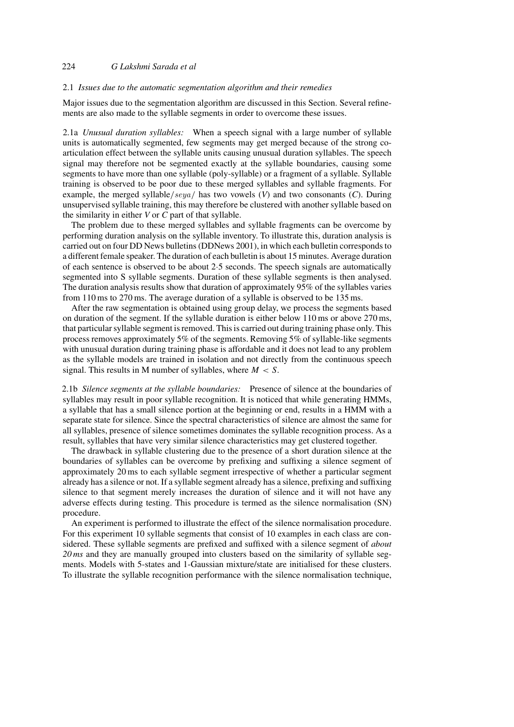### 2.1 *Issues due to the automatic segmentation algorithm and their remedies*

Major issues due to the segmentation algorithm are discussed in this Section. Several refinements are also made to the syllable segments in order to overcome these issues.

2.1a *Unusual duration syllables:* When a speech signal with a large number of syllable units is automatically segmented, few segments may get merged because of the strong co-articulation effect between the syllable units causing unusual duration syllables. The speech signal may therefore not be segmented exactly at the syllable boundaries, causing some segments to have more than one syllable (poly-syllable) or a fragment of a syllable. Syllable training is observed to be poor due to these merged syllables and syllable fragments. For example, the merged syllable/$seya$/ has two vowels (*V*) and two consonants (*C*). During unsupervised syllable training, this may therefore be clustered with another syllable based on the similarity in either *V* or *C* part of that syllable.

The problem due to these merged syllables and syllable fragments can be overcome by performing duration analysis on the syllable inventory. To illustrate this, duration analysis is carried out on four DD News bulletins (DDNews 2001), in which each bulletin corresponds to a different female speaker. The duration of each bulletin is about 15 minutes. Average duration of each sentence is observed to be about 2·5 seconds. The speech signals are automatically segmented into S syllable segments. Duration of these syllable segments is then analysed. The duration analysis results show that duration of approximately 95% of the syllables varies from 110 ms to 270 ms. The average duration of a syllable is observed to be 135 ms.

After the raw segmentation is obtained using group delay, we process the segments based on duration of the segment. If the syllable duration is either below 110 ms or above 270 ms, that particular syllable segment is removed. This is carried out during training phase only. This process removes approximately 5% of the segments. Removing 5% of syllable-like segments with unusual duration during training phase is affordable and it does not lead to any problem as the syllable models are trained in isolation and not directly from the continuous speech signal. This results in M number of syllables, where $M < S$.

2.1b *Silence segments at the syllable boundaries:* Presence of silence at the boundaries of syllables may result in poor syllable recognition. It is noticed that while generating HMMs, a syllable that has a small silence portion at the beginning or end, results in a HMM with a separate state for silence. Since the spectral characteristics of silence are almost the same for all syllables, presence of silence sometimes dominates the syllable recognition process. As a result, syllables that have very similar silence characteristics may get clustered together.

The drawback in syllable clustering due to the presence of a short duration silence at the boundaries of syllables can be overcome by prefixing and suffixing a silence segment of approximately 20 ms to each syllable segment irrespective of whether a particular segment already has a silence or not. If a syllable segment already has a silence, prefixing and suffixing silence to that segment merely increases the duration of silence and it will not have any adverse effects during testing. This procedure is termed as the silence normalisation (SN) procedure.

An experiment is performed to illustrate the effect of the silence normalisation procedure. For this experiment 10 syllable segments that consist of 10 examples in each class are considered. These syllable segments are prefixed and suffixed with a silence segment of *about 20 ms* and they are manually grouped into clusters based on the similarity of syllable segments. Models with 5-states and 1-Gaussian mixture/state are initialised for these clusters. To illustrate the syllable recognition performance with the silence normalisation technique,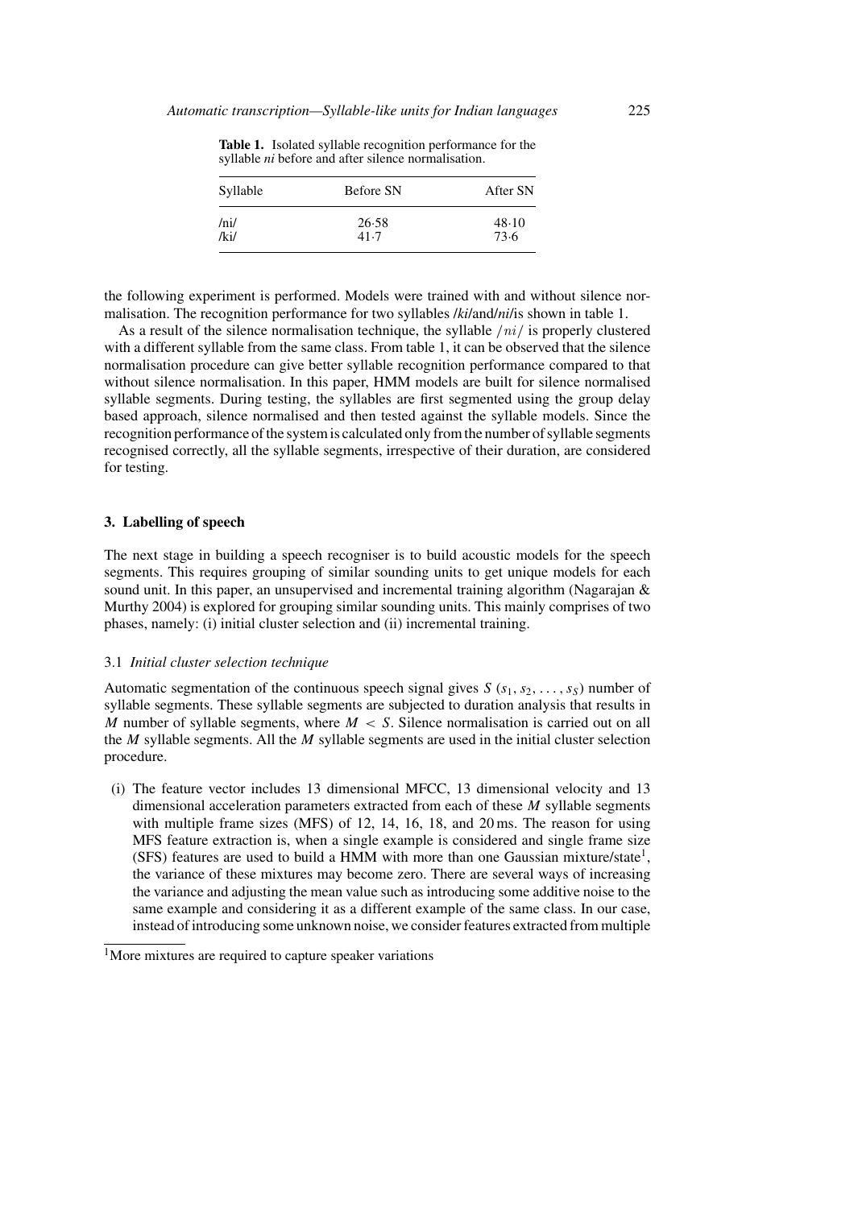**Table 1.** Isolated syllable recognition performance for the syllable *ni* before and after silence normalisation.

| Syllable | Before SN | After SN |
|---|---|---|
| /ni/ | 26·58 | 48·10 |
| /ki/ | 41·7 | 73·6 |

the following experiment is performed. Models were trained with and without silence normalisation. The recognition performance for two syllables /*ki*/and/*ni*/is shown in table 1.

As a result of the silence normalisation technique, the syllable $/ni/$ is properly clustered with a different syllable from the same class. From table 1, it can be observed that the silence normalisation procedure can give better syllable recognition performance compared to that without silence normalisation. In this paper, HMM models are built for silence normalised syllable segments. During testing, the syllables are first segmented using the group delay based approach, silence normalised and then tested against the syllable models. Since the recognition performance of the system is calculated only from the number of syllable segments recognised correctly, all the syllable segments, irrespective of their duration, are considered for testing.

## 3. Labelling of speech

The next stage in building a speech recogniser is to build acoustic models for the speech segments. This requires grouping of similar sounding units to get unique models for each sound unit. In this paper, an unsupervised and incremental training algorithm (Nagarajan & Murthy 2004) is explored for grouping similar sounding units. This mainly comprises of two phases, namely: (i) initial cluster selection and (ii) incremental training.

### 3.1 *Initial cluster selection technique*

Automatic segmentation of the continuous speech signal gives $S$ $(s_1, s_2, \ldots, s_S)$ number of syllable segments. These syllable segments are subjected to duration analysis that results in $M$ number of syllable segments, where $M < S$. Silence normalisation is carried out on all the $M$ syllable segments. All the $M$ syllable segments are used in the initial cluster selection procedure.

(i) The feature vector includes 13 dimensional MFCC, 13 dimensional velocity and 13 dimensional acceleration parameters extracted from each of these $M$ syllable segments with multiple frame sizes (MFS) of 12, 14, 16, 18, and 20 ms. The reason for using MFS feature extraction is, when a single example is considered and single frame size (SFS) features are used to build a HMM with more than one Gaussian mixture/state[1], the variance of these mixtures may become zero. There are several ways of increasing the variance and adjusting the mean value such as introducing some additive noise to the same example and considering it as a different example of the same class. In our case, instead of introducing some unknown noise, we consider features extracted from multiple

[1]More mixtures are required to capture speaker variations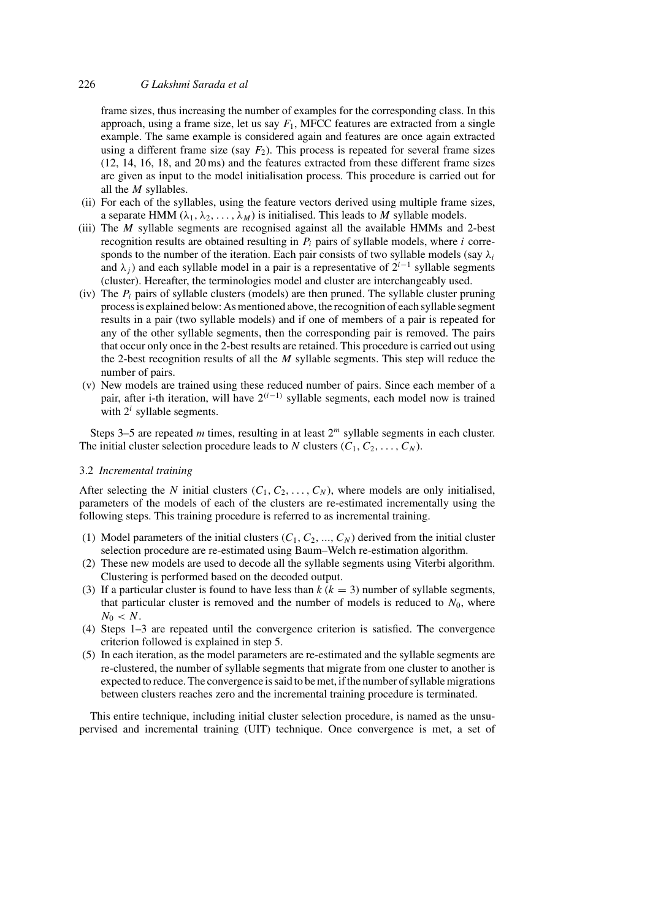frame sizes, thus increasing the number of examples for the corresponding class. In this approach, using a frame size, let us say $F_1$, MFCC features are extracted from a single example. The same example is considered again and features are once again extracted using a different frame size (say $F_2$). This process is repeated for several frame sizes (12, 14, 16, 18, and 20 ms) and the features extracted from these different frame sizes are given as input to the model initialisation process. This procedure is carried out for all the $M$ syllables.

(ii) For each of the syllables, using the feature vectors derived using multiple frame sizes, a separate HMM ($\lambda_1, \lambda_2, \ldots, \lambda_M$) is initialised. This leads to $M$ syllable models.

(iii) The $M$ syllable segments are recognised against all the available HMMs and 2-best recognition results are obtained resulting in $P_i$ pairs of syllable models, where $i$ corresponds to the number of the iteration. Each pair consists of two syllable models (say $\lambda_i$ and $\lambda_j$) and each syllable model in a pair is a representative of $2^{i-1}$ syllable segments (cluster). Hereafter, the terminologies model and cluster are interchangeably used.

(iv) The $P_i$ pairs of syllable clusters (models) are then pruned. The syllable cluster pruning process is explained below: As mentioned above, the recognition of each syllable segment results in a pair (two syllable models) and if one of members of a pair is repeated for any of the other syllable segments, then the corresponding pair is removed. The pairs that occur only once in the 2-best results are retained. This procedure is carried out using the 2-best recognition results of all the $M$ syllable segments. This step will reduce the number of pairs.

(v) New models are trained using these reduced number of pairs. Since each member of a pair, after i-th iteration, will have $2^{(i-1)}$ syllable segments, each model now is trained with $2^i$ syllable segments.

Steps 3–5 are repeated $m$ times, resulting in at least $2^m$ syllable segments in each cluster. The initial cluster selection procedure leads to $N$ clusters ($C_1, C_2, \ldots, C_N$).

### 3.2 *Incremental training*

After selecting the $N$ initial clusters ($C_1, C_2, \ldots, C_N$), where models are only initialised, parameters of the models of each of the clusters are re-estimated incrementally using the following steps. This training procedure is referred to as incremental training.

(1) Model parameters of the initial clusters ($C_1, C_2, \ldots, C_N$) derived from the initial cluster selection procedure are re-estimated using Baum–Welch re-estimation algorithm.

(2) These new models are used to decode all the syllable segments using Viterbi algorithm. Clustering is performed based on the decoded output.

(3) If a particular cluster is found to have less than $k$ ($k = 3$) number of syllable segments, that particular cluster is removed and the number of models is reduced to $N_0$, where $N_0 < N$.

(4) Steps 1–3 are repeated until the convergence criterion is satisfied. The convergence criterion followed is explained in step 5.

(5) In each iteration, as the model parameters are re-estimated and the syllable segments are re-clustered, the number of syllable segments that migrate from one cluster to another is expected to reduce. The convergence is said to be met, if the number of syllable migrations between clusters reaches zero and the incremental training procedure is terminated.

This entire technique, including initial cluster selection procedure, is named as the unsupervised and incremental training (UIT) technique. Once convergence is met, a set of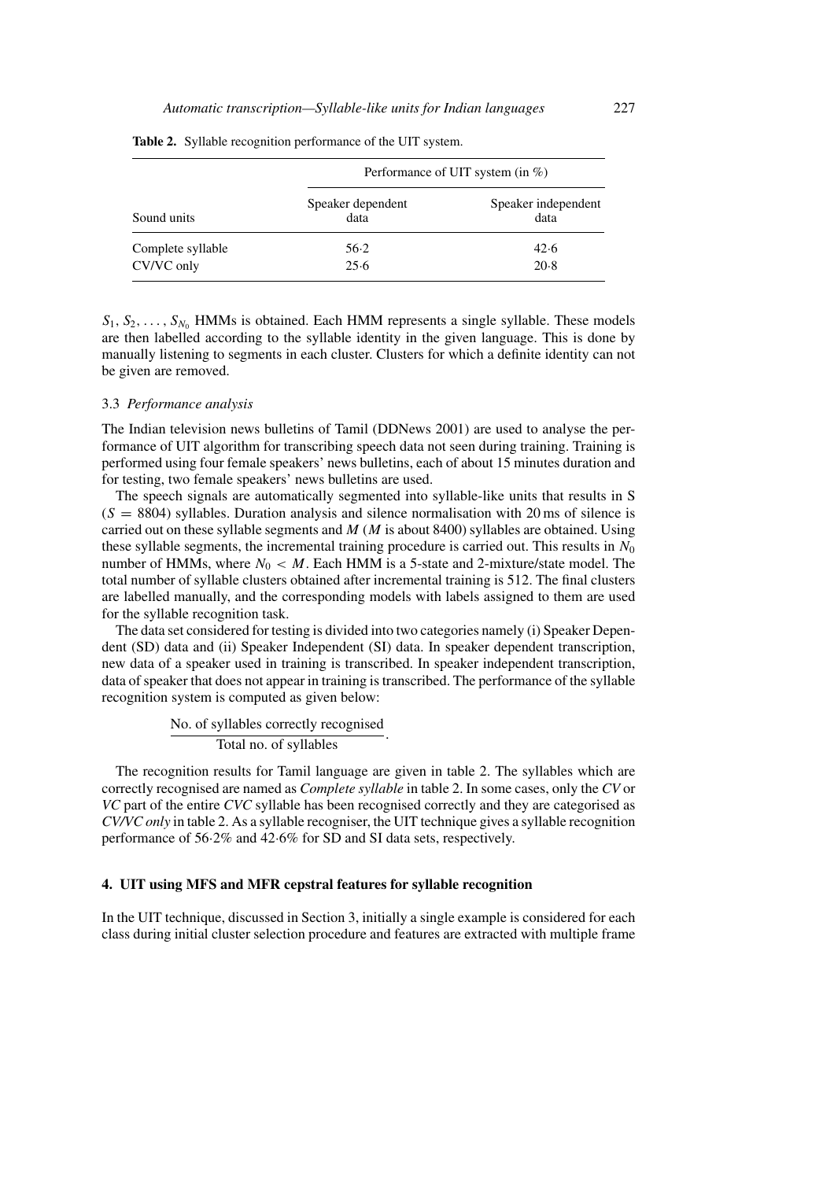**Table 2.** Syllable recognition performance of the UIT system.

| Sound units | Performance of UIT system (in %) | |
|---|---|---|
| | Speaker dependent data | Speaker independent data |
| Complete syllable | 56·2 | 42·6 |
| CV/VC only | 25·6 | 20·8 |

$S_1, S_2, \ldots, S_{N_0}$ HMMs is obtained. Each HMM represents a single syllable. These models are then labelled according to the syllable identity in the given language. This is done by manually listening to segments in each cluster. Clusters for which a definite identity can not be given are removed.

### 3.3 *Performance analysis*

The Indian television news bulletins of Tamil (DDNews 2001) are used to analyse the performance of UIT algorithm for transcribing speech data not seen during training. Training is performed using four female speakers' news bulletins, each of about 15 minutes duration and for testing, two female speakers' news bulletins are used.

The speech signals are automatically segmented into syllable-like units that results in S ($S = 8804$) syllables. Duration analysis and silence normalisation with 20 ms of silence is carried out on these syllable segments and $M$ ($M$ is about 8400) syllables are obtained. Using these syllable segments, the incremental training procedure is carried out. This results in $N_0$ number of HMMs, where $N_0 < M$. Each HMM is a 5-state and 2-mixture/state model. The total number of syllable clusters obtained after incremental training is 512. The final clusters are labelled manually, and the corresponding models with labels assigned to them are used for the syllable recognition task.

The data set considered for testing is divided into two categories namely (i) Speaker Dependent (SD) data and (ii) Speaker Independent (SI) data. In speaker dependent transcription, new data of a speaker used in training is transcribed. In speaker independent transcription, data of speaker that does not appear in training is transcribed. The performance of the syllable recognition system is computed as given below:

$$\frac{\text{No. of syllables correctly recognised}}{\text{Total no. of syllables}}.$$

The recognition results for Tamil language are given in table 2. The syllables which are correctly recognised are named as *Complete syllable* in table 2. In some cases, only the *CV* or *VC* part of the entire *CVC* syllable has been recognised correctly and they are categorised as *CV/VC only* in table 2. As a syllable recogniser, the UIT technique gives a syllable recognition performance of 56·2% and 42·6% for SD and SI data sets, respectively.

## 4. UIT using MFS and MFR cepstral features for syllable recognition

In the UIT technique, discussed in Section 3, initially a single example is considered for each class during initial cluster selection procedure and features are extracted with multiple frame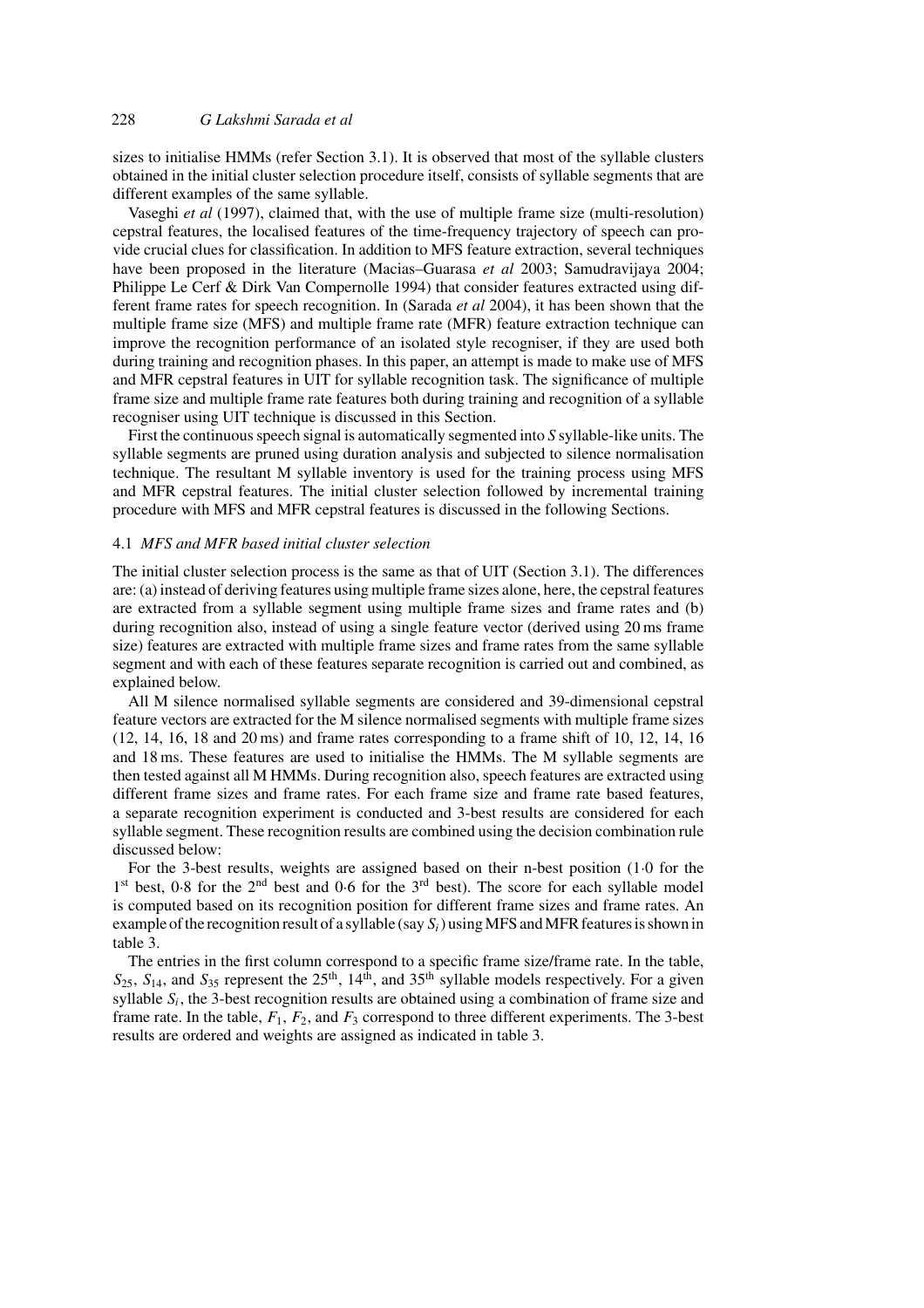sizes to initialise HMMs (refer Section 3.1). It is observed that most of the syllable clusters obtained in the initial cluster selection procedure itself, consists of syllable segments that are different examples of the same syllable.

Vaseghi *et al* (1997), claimed that, with the use of multiple frame size (multi-resolution) cepstral features, the localised features of the time-frequency trajectory of speech can provide crucial clues for classification. In addition to MFS feature extraction, several techniques have been proposed in the literature (Macias–Guarasa *et al* 2003; Samudravijaya 2004; Philippe Le Cerf & Dirk Van Compernolle 1994) that consider features extracted using different frame rates for speech recognition. In (Sarada *et al* 2004), it has been shown that the multiple frame size (MFS) and multiple frame rate (MFR) feature extraction technique can improve the recognition performance of an isolated style recogniser, if they are used both during training and recognition phases. In this paper, an attempt is made to make use of MFS and MFR cepstral features in UIT for syllable recognition task. The significance of multiple frame size and multiple frame rate features both during training and recognition of a syllable recogniser using UIT technique is discussed in this Section.

First the continuous speech signal is automatically segmented into *S* syllable-like units. The syllable segments are pruned using duration analysis and subjected to silence normalisation technique. The resultant M syllable inventory is used for the training process using MFS and MFR cepstral features. The initial cluster selection followed by incremental training procedure with MFS and MFR cepstral features is discussed in the following Sections.

### 4.1 *MFS and MFR based initial cluster selection*

The initial cluster selection process is the same as that of UIT (Section 3.1). The differences are: (a) instead of deriving features using multiple frame sizes alone, here, the cepstral features are extracted from a syllable segment using multiple frame sizes and frame rates and (b) during recognition also, instead of using a single feature vector (derived using 20 ms frame size) features are extracted with multiple frame sizes and frame rates from the same syllable segment and with each of these features separate recognition is carried out and combined, as explained below.

All M silence normalised syllable segments are considered and 39-dimensional cepstral feature vectors are extracted for the M silence normalised segments with multiple frame sizes (12, 14, 16, 18 and 20 ms) and frame rates corresponding to a frame shift of 10, 12, 14, 16 and 18 ms. These features are used to initialise the HMMs. The M syllable segments are then tested against all M HMMs. During recognition also, speech features are extracted using different frame sizes and frame rates. For each frame size and frame rate based features, a separate recognition experiment is conducted and 3-best results are considered for each syllable segment. These recognition results are combined using the decision combination rule discussed below:

For the 3-best results, weights are assigned based on their n-best position (1·0 for the 1st best, 0·8 for the 2nd best and 0·6 for the 3rd best). The score for each syllable model is computed based on its recognition position for different frame sizes and frame rates. An example of the recognition result of a syllable (say $S_i$) using MFS and MFR features is shown in table 3.

The entries in the first column correspond to a specific frame size/frame rate. In the table, $S_{25}$, $S_{14}$, and $S_{35}$ represent the 25th, 14th, and 35th syllable models respectively. For a given syllable $S_i$, the 3-best recognition results are obtained using a combination of frame size and frame rate. In the table, $F_1$, $F_2$, and $F_3$ correspond to three different experiments. The 3-best results are ordered and weights are assigned as indicated in table 3.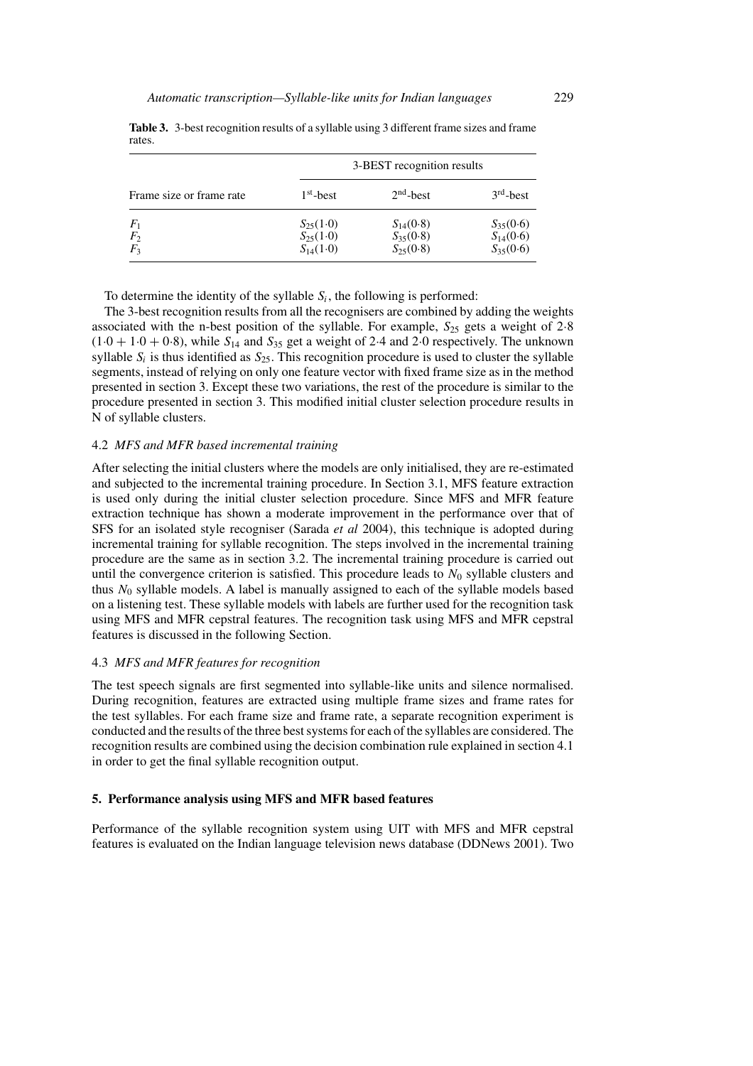**Table 3.** 3-best recognition results of a syllable using 3 different frame sizes and frame rates.

| Frame size or frame rate | 3-BEST recognition results | | |
|---|---|---|---|
| | $1^{st}$-best | $2^{nd}$-best | $3^{rd}$-best |
| $F_1$ | $S_{25}(1{\cdot}0)$ | $S_{14}(0{\cdot}8)$ | $S_{35}(0{\cdot}6)$ |
| $F_2$ | $S_{25}(1{\cdot}0)$ | $S_{35}(0{\cdot}8)$ | $S_{14}(0{\cdot}6)$ |
| $F_3$ | $S_{14}(1{\cdot}0)$ | $S_{25}(0{\cdot}8)$ | $S_{35}(0{\cdot}6)$ |

To determine the identity of the syllable $S_i$, the following is performed:

The 3-best recognition results from all the recognisers are combined by adding the weights associated with the n-best position of the syllable. For example, $S_{25}$ gets a weight of 2·8 $(1{\cdot}0 + 1{\cdot}0 + 0{\cdot}8)$, while $S_{14}$ and $S_{35}$ get a weight of 2·4 and 2·0 respectively. The unknown syllable $S_i$ is thus identified as $S_{25}$. This recognition procedure is used to cluster the syllable segments, instead of relying on only one feature vector with fixed frame size as in the method presented in section 3. Except these two variations, the rest of the procedure is similar to the procedure presented in section 3. This modified initial cluster selection procedure results in N of syllable clusters.

### 4.2 *MFS and MFR based incremental training*

After selecting the initial clusters where the models are only initialised, they are re-estimated and subjected to the incremental training procedure. In Section 3.1, MFS feature extraction is used only during the initial cluster selection procedure. Since MFS and MFR feature extraction technique has shown a moderate improvement in the performance over that of SFS for an isolated style recogniser (Sarada *et al* 2004), this technique is adopted during incremental training for syllable recognition. The steps involved in the incremental training procedure are the same as in section 3.2. The incremental training procedure is carried out until the convergence criterion is satisfied. This procedure leads to $N_0$ syllable clusters and thus $N_0$ syllable models. A label is manually assigned to each of the syllable models based on a listening test. These syllable models with labels are further used for the recognition task using MFS and MFR cepstral features. The recognition task using MFS and MFR cepstral features is discussed in the following Section.

### 4.3 *MFS and MFR features for recognition*

The test speech signals are first segmented into syllable-like units and silence normalised. During recognition, features are extracted using multiple frame sizes and frame rates for the test syllables. For each frame size and frame rate, a separate recognition experiment is conducted and the results of the three best systems for each of the syllables are considered. The recognition results are combined using the decision combination rule explained in section 4.1 in order to get the final syllable recognition output.

## 5. Performance analysis using MFS and MFR based features

Performance of the syllable recognition system using UIT with MFS and MFR cepstral features is evaluated on the Indian language television news database (DDNews 2001). Two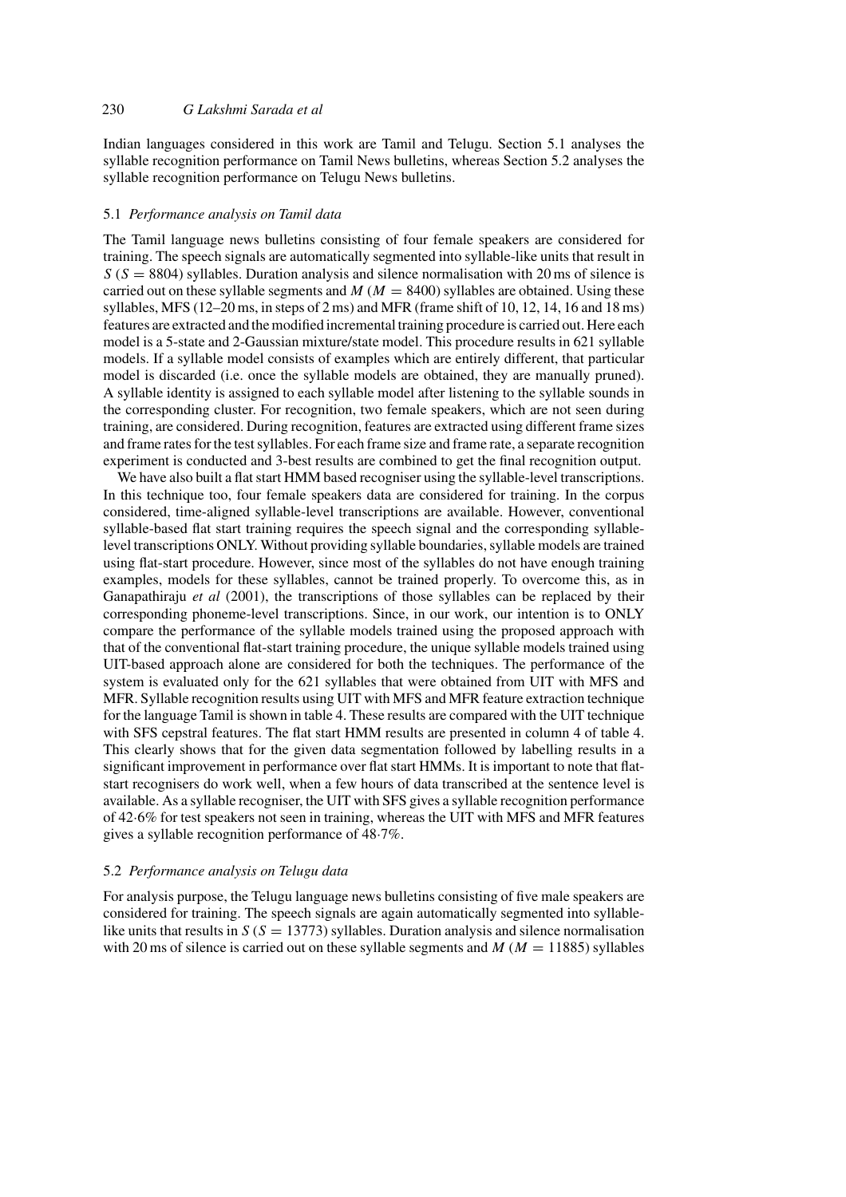Indian languages considered in this work are Tamil and Telugu. Section 5.1 analyses the syllable recognition performance on Tamil News bulletins, whereas Section 5.2 analyses the syllable recognition performance on Telugu News bulletins.

### 5.1 *Performance analysis on Tamil data*

The Tamil language news bulletins consisting of four female speakers are considered for training. The speech signals are automatically segmented into syllable-like units that result in $S$ ($S = 8804$) syllables. Duration analysis and silence normalisation with 20 ms of silence is carried out on these syllable segments and $M$ ($M = 8400$) syllables are obtained. Using these syllables, MFS (12–20 ms, in steps of 2 ms) and MFR (frame shift of 10, 12, 14, 16 and 18 ms) features are extracted and the modified incremental training procedure is carried out. Here each model is a 5-state and 2-Gaussian mixture/state model. This procedure results in 621 syllable models. If a syllable model consists of examples which are entirely different, that particular model is discarded (i.e. once the syllable models are obtained, they are manually pruned). A syllable identity is assigned to each syllable model after listening to the syllable sounds in the corresponding cluster. For recognition, two female speakers, which are not seen during training, are considered. During recognition, features are extracted using different frame sizes and frame rates for the test syllables. For each frame size and frame rate, a separate recognition experiment is conducted and 3-best results are combined to get the final recognition output.

We have also built a flat start HMM based recogniser using the syllable-level transcriptions. In this technique too, four female speakers data are considered for training. In the corpus considered, time-aligned syllable-level transcriptions are available. However, conventional syllable-based flat start training requires the speech signal and the corresponding syllable-level transcriptions ONLY. Without providing syllable boundaries, syllable models are trained using flat-start procedure. However, since most of the syllables do not have enough training examples, models for these syllables, cannot be trained properly. To overcome this, as in Ganapathiraju *et al* (2001), the transcriptions of those syllables can be replaced by their corresponding phoneme-level transcriptions. Since, in our work, our intention is to ONLY compare the performance of the syllable models trained using the proposed approach with that of the conventional flat-start training procedure, the unique syllable models trained using UIT-based approach alone are considered for both the techniques. The performance of the system is evaluated only for the 621 syllables that were obtained from UIT with MFS and MFR. Syllable recognition results using UIT with MFS and MFR feature extraction technique for the language Tamil is shown in table 4. These results are compared with the UIT technique with SFS cepstral features. The flat start HMM results are presented in column 4 of table 4. This clearly shows that for the given data segmentation followed by labelling results in a significant improvement in performance over flat start HMMs. It is important to note that flat-start recognisers do work well, when a few hours of data transcribed at the sentence level is available. As a syllable recogniser, the UIT with SFS gives a syllable recognition performance of 42·6% for test speakers not seen in training, whereas the UIT with MFS and MFR features gives a syllable recognition performance of 48·7%.

### 5.2 *Performance analysis on Telugu data*

For analysis purpose, the Telugu language news bulletins consisting of five male speakers are considered for training. The speech signals are again automatically segmented into syllable-like units that results in $S$ ($S = 13773$) syllables. Duration analysis and silence normalisation with 20 ms of silence is carried out on these syllable segments and $M$ ($M = 11885$) syllables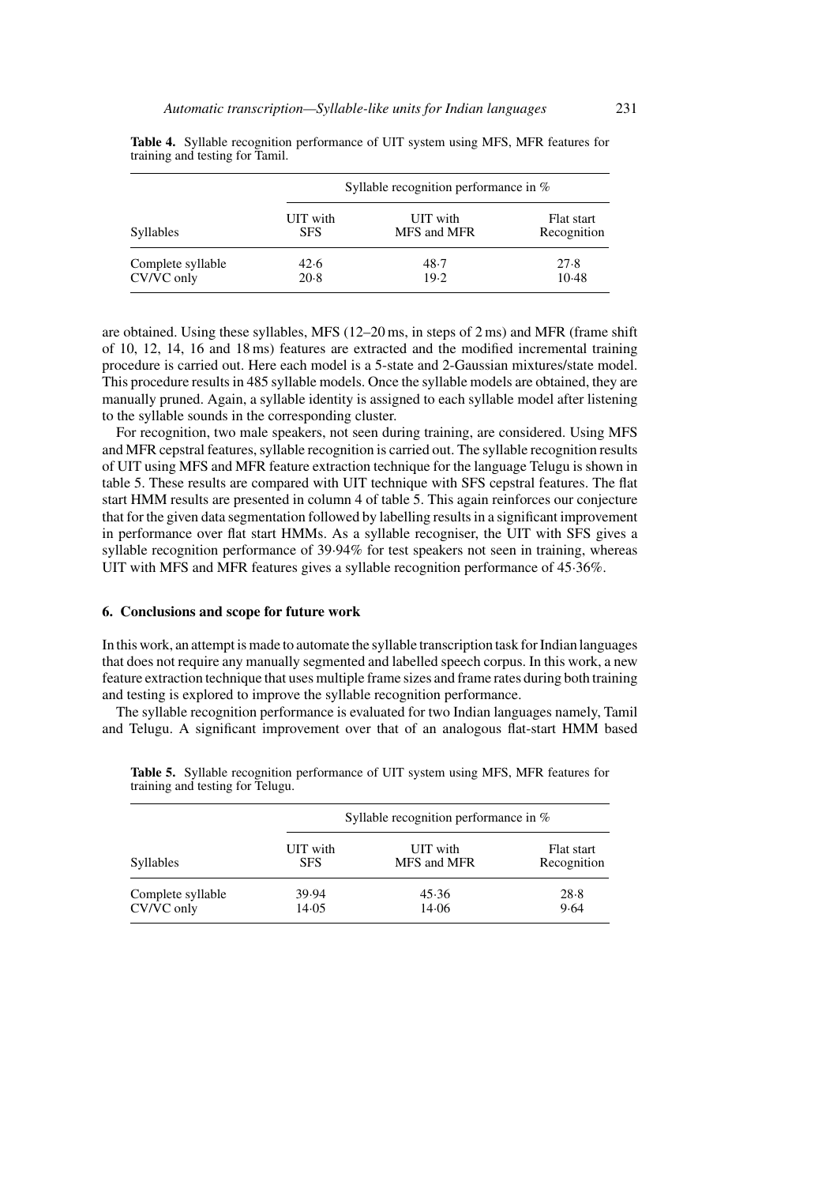**Table 4.** Syllable recognition performance of UIT system using MFS, MFR features for training and testing for Tamil.

| | Syllable recognition performance in % | | |
|---|---|---|---|
| Syllables | UIT with SFS | UIT with MFS and MFR | Flat start Recognition |
| Complete syllable | 42·6 | 48·7 | 27·8 |
| CV/VC only | 20·8 | 19·2 | 10·48 |

are obtained. Using these syllables, MFS (12–20 ms, in steps of 2 ms) and MFR (frame shift of 10, 12, 14, 16 and 18 ms) features are extracted and the modified incremental training procedure is carried out. Here each model is a 5-state and 2-Gaussian mixtures/state model. This procedure results in 485 syllable models. Once the syllable models are obtained, they are manually pruned. Again, a syllable identity is assigned to each syllable model after listening to the syllable sounds in the corresponding cluster.

For recognition, two male speakers, not seen during training, are considered. Using MFS and MFR cepstral features, syllable recognition is carried out. The syllable recognition results of UIT using MFS and MFR feature extraction technique for the language Telugu is shown in table 5. These results are compared with UIT technique with SFS cepstral features. The flat start HMM results are presented in column 4 of table 5. This again reinforces our conjecture that for the given data segmentation followed by labelling results in a significant improvement in performance over flat start HMMs. As a syllable recogniser, the UIT with SFS gives a syllable recognition performance of 39·94% for test speakers not seen in training, whereas UIT with MFS and MFR features gives a syllable recognition performance of 45·36%.

## 6. Conclusions and scope for future work

In this work, an attempt is made to automate the syllable transcription task for Indian languages that does not require any manually segmented and labelled speech corpus. In this work, a new feature extraction technique that uses multiple frame sizes and frame rates during both training and testing is explored to improve the syllable recognition performance.

The syllable recognition performance is evaluated for two Indian languages namely, Tamil and Telugu. A significant improvement over that of an analogous flat-start HMM based

**Table 5.** Syllable recognition performance of UIT system using MFS, MFR features for training and testing for Telugu.

| | Syllable recognition performance in % | | |
|---|---|---|---|
| Syllables | UIT with SFS | UIT with MFS and MFR | Flat start Recognition |
| Complete syllable | 39·94 | 45·36 | 28·8 |
| CV/VC only | 14·05 | 14·06 | 9·64 |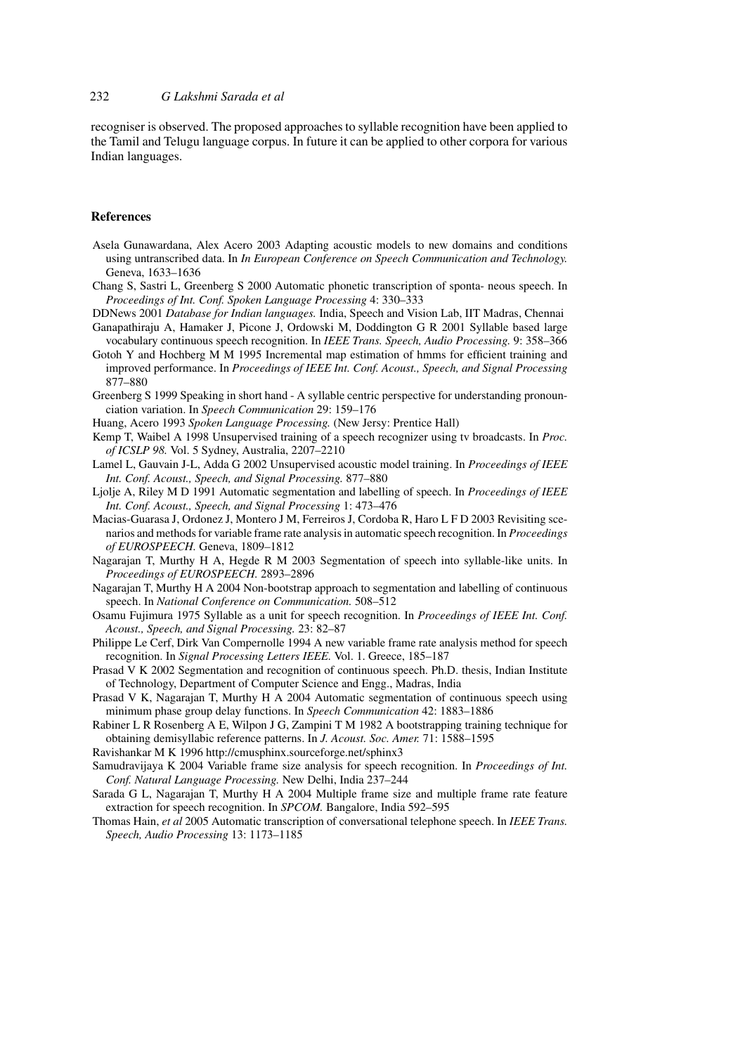recogniser is observed. The proposed approaches to syllable recognition have been applied to the Tamil and Telugu language corpus. In future it can be applied to other corpora for various Indian languages.

## References

Asela Gunawardana, Alex Acero 2003 Adapting acoustic models to new domains and conditions using untranscribed data. In *In European Conference on Speech Communication and Technology.* Geneva, 1633–1636

Chang S, Sastri L, Greenberg S 2000 Automatic phonetic transcription of sponta- neous speech. In *Proceedings of Int. Conf. Spoken Language Processing* 4: 330–333

DDNews 2001 *Database for Indian languages.* India, Speech and Vision Lab, IIT Madras, Chennai

Ganapathiraju A, Hamaker J, Picone J, Ordowski M, Doddington G R 2001 Syllable based large vocabulary continuous speech recognition. In *IEEE Trans. Speech, Audio Processing.* 9: 358–366

Gotoh Y and Hochberg M M 1995 Incremental map estimation of hmms for efficient training and improved performance. In *Proceedings of IEEE Int. Conf. Acoust., Speech, and Signal Processing* 877–880

Greenberg S 1999 Speaking in short hand - A syllable centric perspective for understanding pronounciation variation. In *Speech Communication* 29: 159–176

Huang, Acero 1993 *Spoken Language Processing.* (New Jersy: Prentice Hall)

Kemp T, Waibel A 1998 Unsupervised training of a speech recognizer using tv broadcasts. In *Proc. of ICSLP 98.* Vol. 5 Sydney, Australia, 2207–2210

Lamel L, Gauvain J-L, Adda G 2002 Unsupervised acoustic model training. In *Proceedings of IEEE Int. Conf. Acoust., Speech, and Signal Processing.* 877–880

Ljolje A, Riley M D 1991 Automatic segmentation and labelling of speech. In *Proceedings of IEEE Int. Conf. Acoust., Speech, and Signal Processing* 1: 473–476

Macias-Guarasa J, Ordonez J, Montero J M, Ferreiros J, Cordoba R, Haro L F D 2003 Revisiting scenarios and methods for variable frame rate analysis in automatic speech recognition. In *Proceedings of EUROSPEECH.* Geneva, 1809–1812

Nagarajan T, Murthy H A, Hegde R M 2003 Segmentation of speech into syllable-like units. In *Proceedings of EUROSPEECH.* 2893–2896

Nagarajan T, Murthy H A 2004 Non-bootstrap approach to segmentation and labelling of continuous speech. In *National Conference on Communication.* 508–512

Osamu Fujimura 1975 Syllable as a unit for speech recognition. In *Proceedings of IEEE Int. Conf. Acoust., Speech, and Signal Processing.* 23: 82–87

Philippe Le Cerf, Dirk Van Compernolle 1994 A new variable frame rate analysis method for speech recognition. In *Signal Processing Letters IEEE.* Vol. 1. Greece, 185–187

Prasad V K 2002 Segmentation and recognition of continuous speech. Ph.D. thesis, Indian Institute of Technology, Department of Computer Science and Engg., Madras, India

Prasad V K, Nagarajan T, Murthy H A 2004 Automatic segmentation of continuous speech using minimum phase group delay functions. In *Speech Communication* 42: 1883–1886

Rabiner L R Rosenberg A E, Wilpon J G, Zampini T M 1982 A bootstrapping training technique for obtaining demisyllabic reference patterns. In *J. Acoust. Soc. Amer.* 71: 1588–1595

Ravishankar M K 1996 http://cmusphinx.sourceforge.net/sphinx3

Samudravijaya K 2004 Variable frame size analysis for speech recognition. In *Proceedings of Int. Conf. Natural Language Processing.* New Delhi, India 237–244

Sarada G L, Nagarajan T, Murthy H A 2004 Multiple frame size and multiple frame rate feature extraction for speech recognition. In *SPCOM.* Bangalore, India 592–595

Thomas Hain, *et al* 2005 Automatic transcription of conversational telephone speech. In *IEEE Trans. Speech, Audio Processing* 13: 1173–1185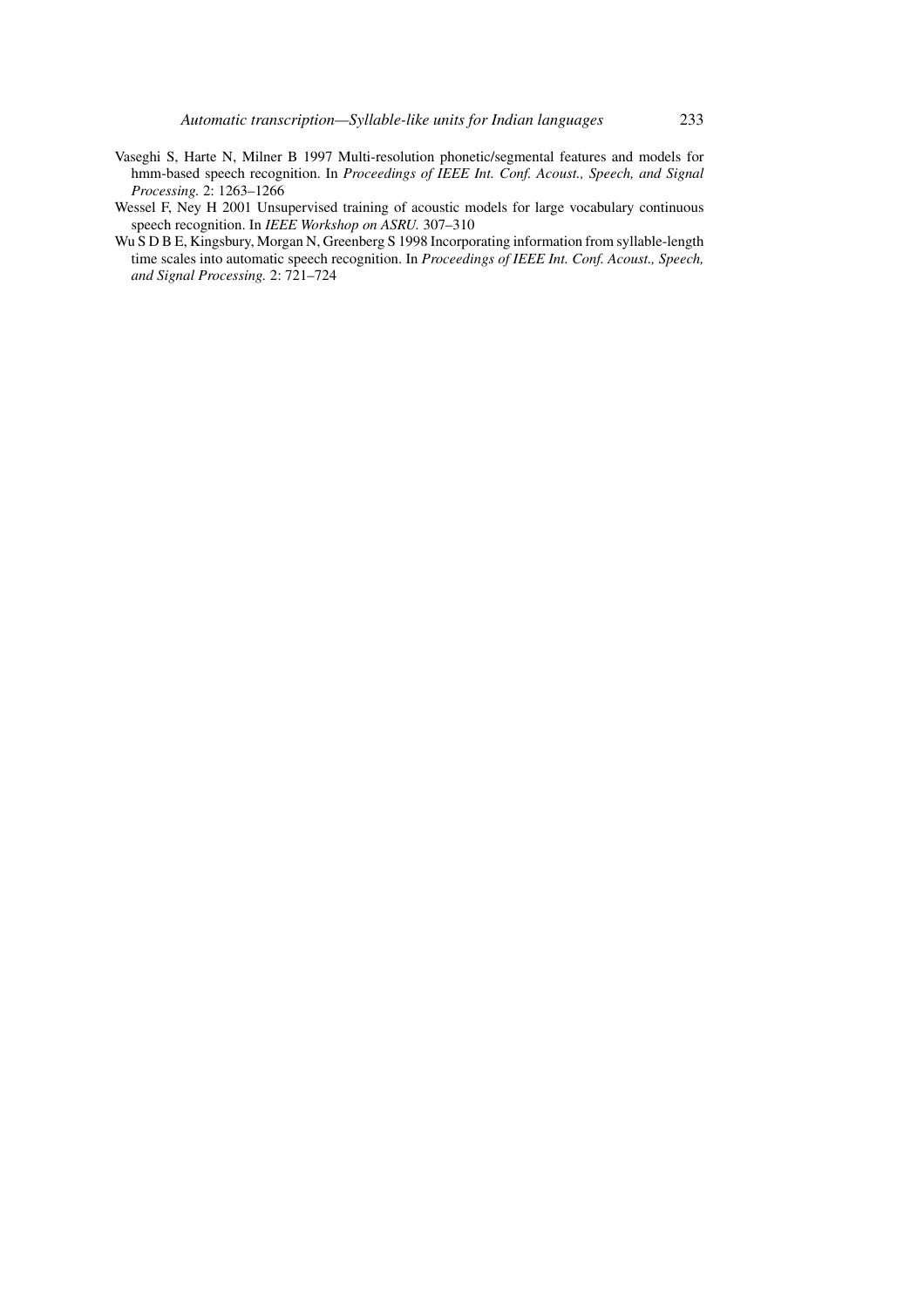Vaseghi S, Harte N, Milner B 1997 Multi-resolution phonetic/segmental features and models for hmm-based speech recognition. In *Proceedings of IEEE Int. Conf. Acoust., Speech, and Signal Processing.* 2: 1263–1266

Wessel F, Ney H 2001 Unsupervised training of acoustic models for large vocabulary continuous speech recognition. In *IEEE Workshop on ASRU.* 307–310

Wu S D B E, Kingsbury, Morgan N, Greenberg S 1998 Incorporating information from syllable-length time scales into automatic speech recognition. In *Proceedings of IEEE Int. Conf. Acoust., Speech, and Signal Processing.* 2: 721–724